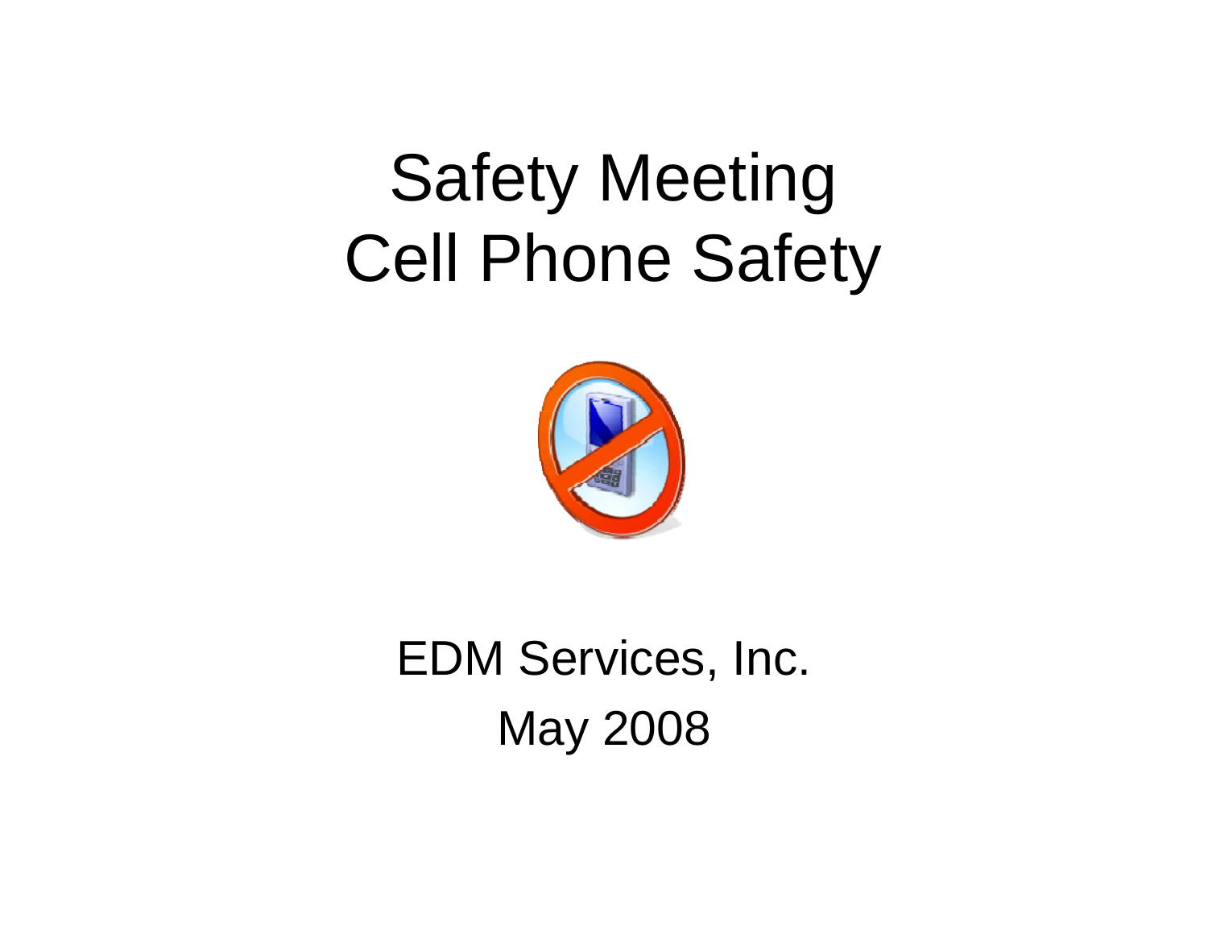# Safety Meeting
# Cell Phone Safety

EDM Services, Inc.

May 2008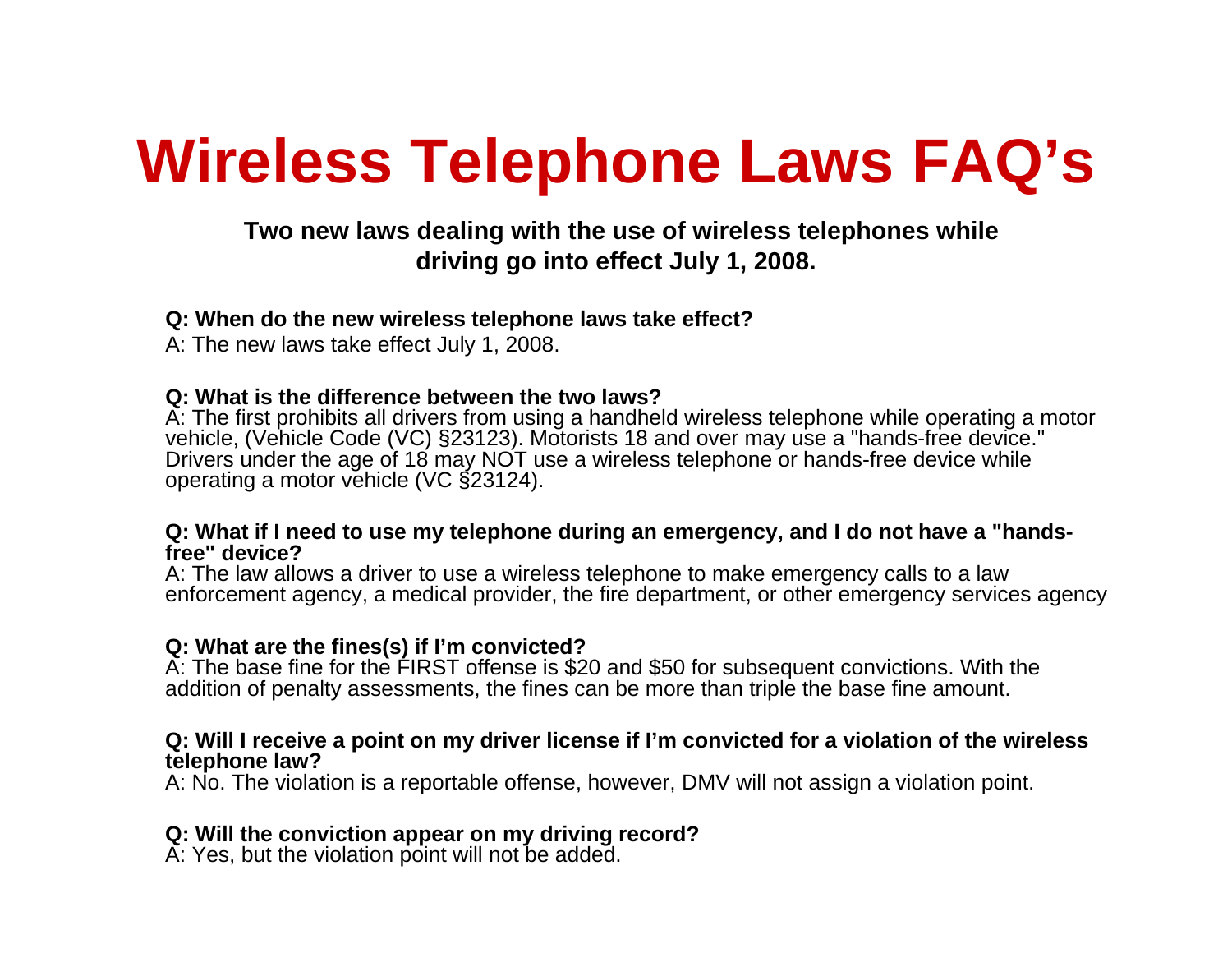# Wireless Telephone Laws FAQ's

**Two new laws dealing with the use of wireless telephones while driving go into effect July 1, 2008.**

**Q: When do the new wireless telephone laws take effect?**

A: The new laws take effect July 1, 2008.

**Q: What is the difference between the two laws?**

A: The first prohibits all drivers from using a handheld wireless telephone while operating a motor vehicle, (Vehicle Code (VC) §23123). Motorists 18 and over may use a "hands-free device." Drivers under the age of 18 may NOT use a wireless telephone or hands-free device while operating a motor vehicle (VC §23124).

**Q: What if I need to use my telephone during an emergency, and I do not have a "hands-free" device?**

A: The law allows a driver to use a wireless telephone to make emergency calls to a law enforcement agency, a medical provider, the fire department, or other emergency services agency

**Q: What are the fines(s) if I'm convicted?**

A: The base fine for the FIRST offense is $20 and $50 for subsequent convictions. With the addition of penalty assessments, the fines can be more than triple the base fine amount.

**Q: Will I receive a point on my driver license if I'm convicted for a violation of the wireless telephone law?**

A: No. The violation is a reportable offense, however, DMV will not assign a violation point.

**Q: Will the conviction appear on my driving record?**

A: Yes, but the violation point will not be added.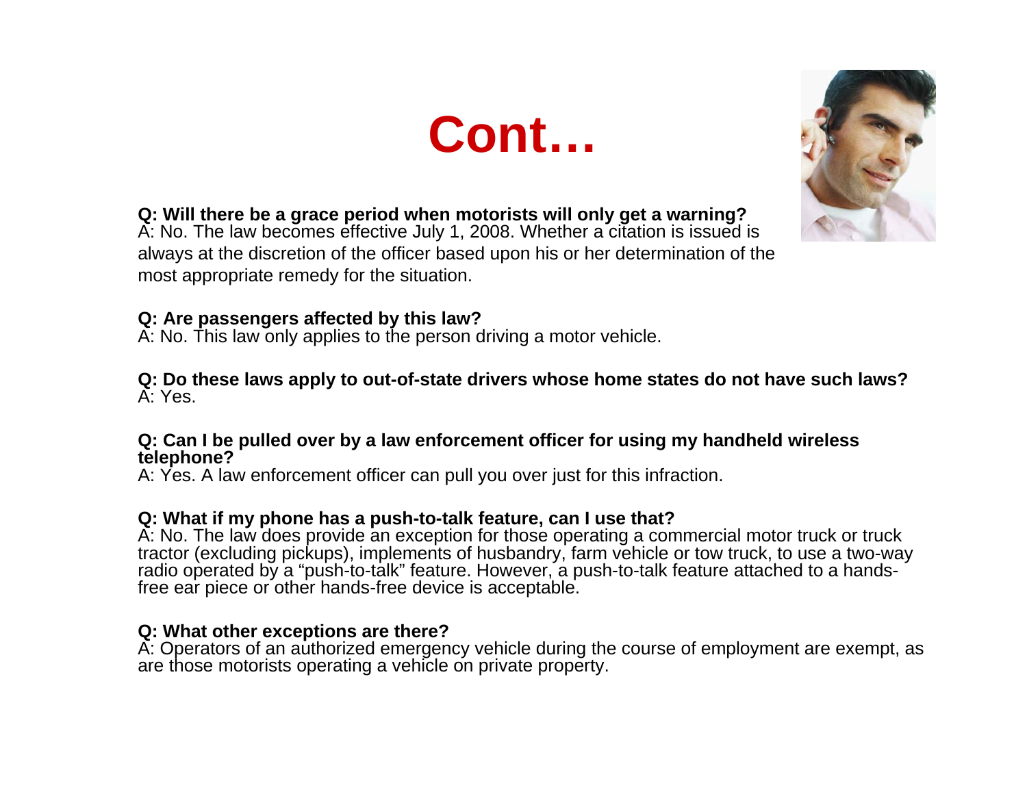# Cont…

**Q: Will there be a grace period when motorists will only get a warning?**
A: No. The law becomes effective July 1, 2008. Whether a citation is issued is always at the discretion of the officer based upon his or her determination of the most appropriate remedy for the situation.

**Q: Are passengers affected by this law?**
A: No. This law only applies to the person driving a motor vehicle.

**Q: Do these laws apply to out-of-state drivers whose home states do not have such laws?**
A: Yes.

**Q: Can I be pulled over by a law enforcement officer for using my handheld wireless telephone?**
A: Yes. A law enforcement officer can pull you over just for this infraction.

**Q: What if my phone has a push-to-talk feature, can I use that?**
A: No. The law does provide an exception for those operating a commercial motor truck or truck tractor (excluding pickups), implements of husbandry, farm vehicle or tow truck, to use a two-way radio operated by a “push-to-talk” feature. However, a push-to-talk feature attached to a hands-free ear piece or other hands-free device is acceptable.

**Q: What other exceptions are there?**
A: Operators of an authorized emergency vehicle during the course of employment are exempt, as are those motorists operating a vehicle on private property.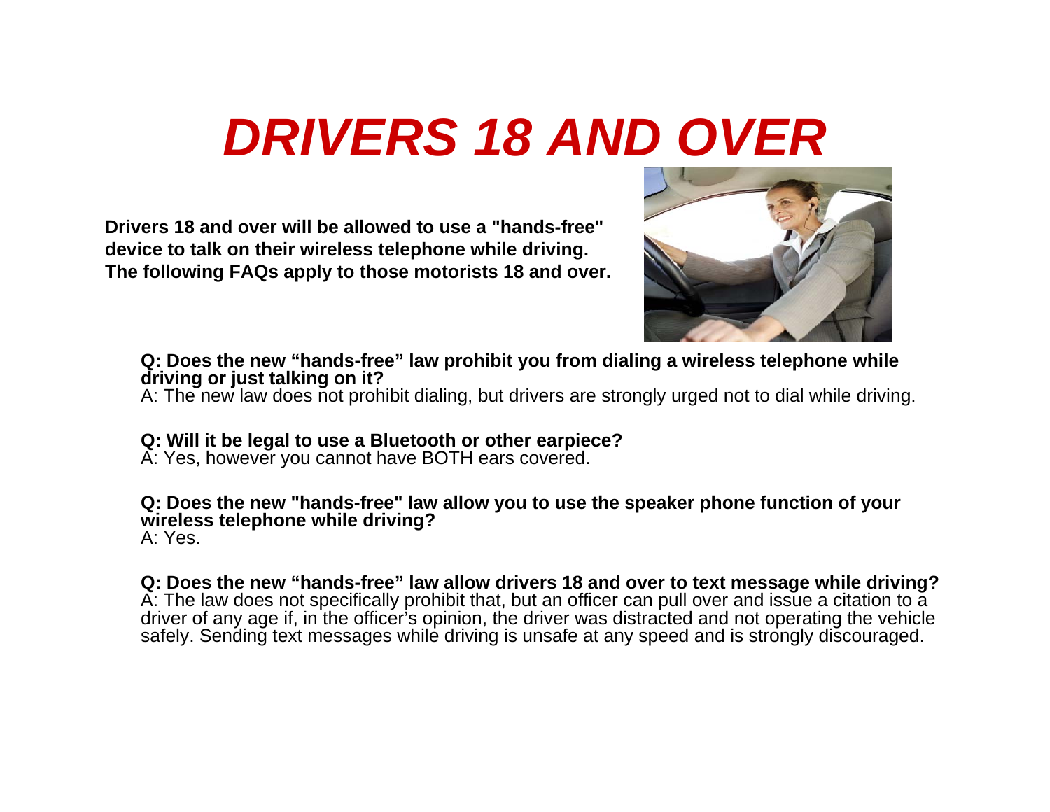# *DRIVERS 18 AND OVER*

**Drivers 18 and over will be allowed to use a "hands-free" device to talk on their wireless telephone while driving. The following FAQs apply to those motorists 18 and over.**

**Q: Does the new "hands-free" law prohibit you from dialing a wireless telephone while driving or just talking on it?**
A: The new law does not prohibit dialing, but drivers are strongly urged not to dial while driving.

**Q: Will it be legal to use a Bluetooth or other earpiece?**
A: Yes, however you cannot have BOTH ears covered.

**Q: Does the new "hands-free" law allow you to use the speaker phone function of your wireless telephone while driving?**
A: Yes.

**Q: Does the new "hands-free" law allow drivers 18 and over to text message while driving?**
A: The law does not specifically prohibit that, but an officer can pull over and issue a citation to a driver of any age if, in the officer's opinion, the driver was distracted and not operating the vehicle safely. Sending text messages while driving is unsafe at any speed and is strongly discouraged.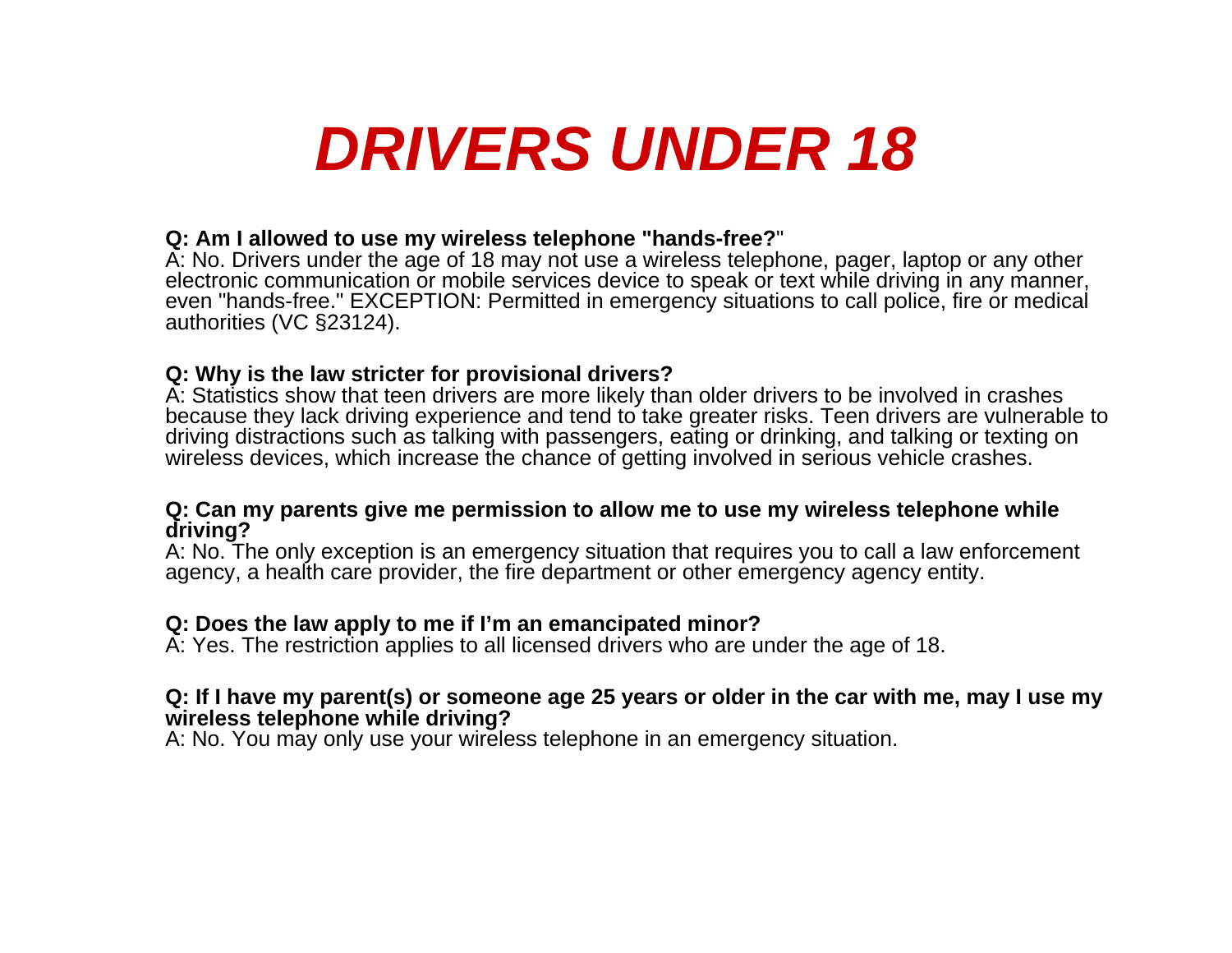# *DRIVERS UNDER 18*

**Q: Am I allowed to use my wireless telephone "hands-free?**"
A: No. Drivers under the age of 18 may not use a wireless telephone, pager, laptop or any other electronic communication or mobile services device to speak or text while driving in any manner, even "hands-free." EXCEPTION: Permitted in emergency situations to call police, fire or medical authorities (VC §23124).

**Q: Why is the law stricter for provisional drivers?**
A: Statistics show that teen drivers are more likely than older drivers to be involved in crashes because they lack driving experience and tend to take greater risks. Teen drivers are vulnerable to driving distractions such as talking with passengers, eating or drinking, and talking or texting on wireless devices, which increase the chance of getting involved in serious vehicle crashes.

**Q: Can my parents give me permission to allow me to use my wireless telephone while driving?**
A: No. The only exception is an emergency situation that requires you to call a law enforcement agency, a health care provider, the fire department or other emergency agency entity.

**Q: Does the law apply to me if I'm an emancipated minor?**
A: Yes. The restriction applies to all licensed drivers who are under the age of 18.

**Q: If I have my parent(s) or someone age 25 years or older in the car with me, may I use my wireless telephone while driving?**
A: No. You may only use your wireless telephone in an emergency situation.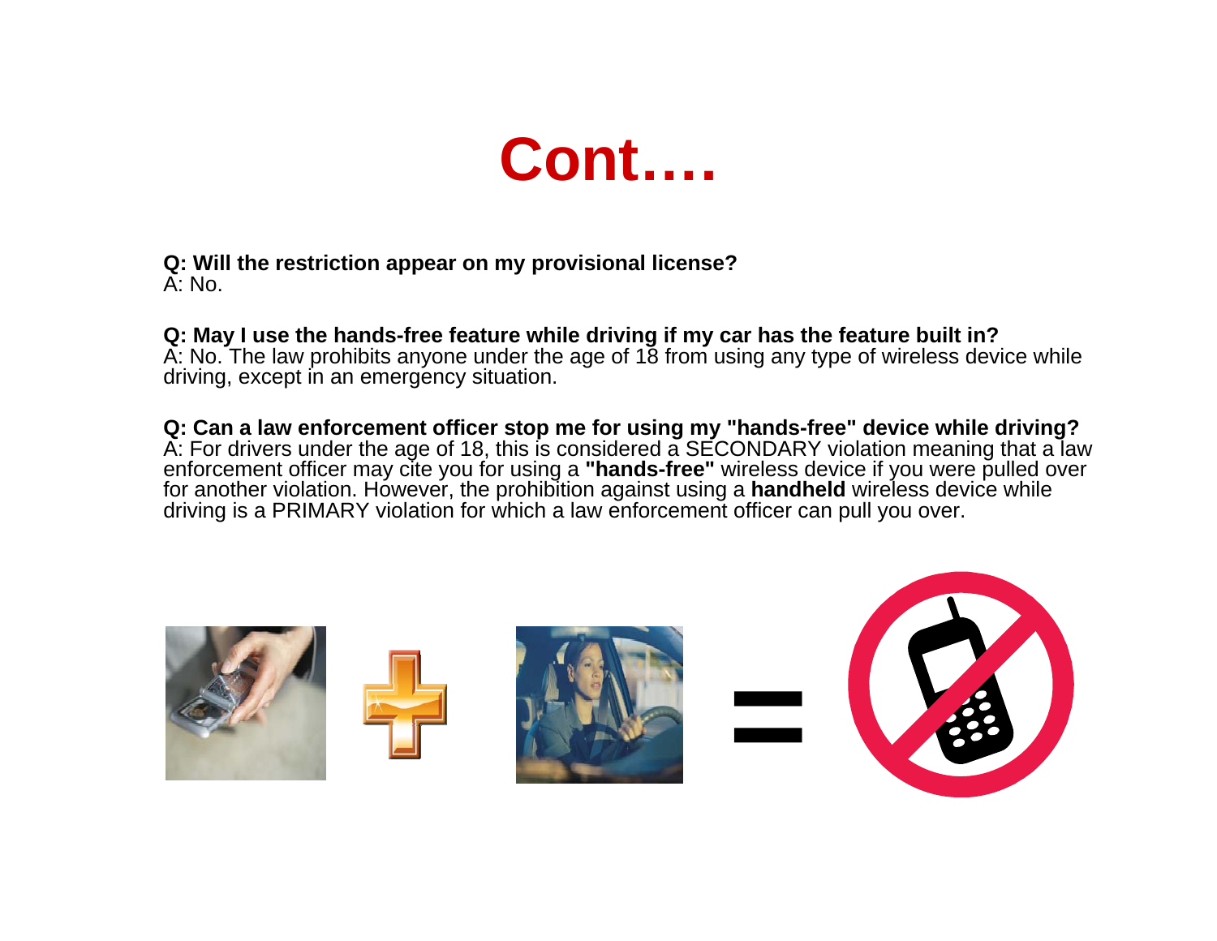# Cont….

**Q: Will the restriction appear on my provisional license?**
A: No.

**Q: May I use the hands-free feature while driving if my car has the feature built in?**
A: No. The law prohibits anyone under the age of 18 from using any type of wireless device while driving, except in an emergency situation.

**Q: Can a law enforcement officer stop me for using my "hands-free" device while driving?**
A: For drivers under the age of 18, this is considered a SECONDARY violation meaning that a law enforcement officer may cite you for using a **"hands-free"** wireless device if you were pulled over for another violation. However, the prohibition against using a **handheld** wireless device while driving is a PRIMARY violation for which a law enforcement officer can pull you over.